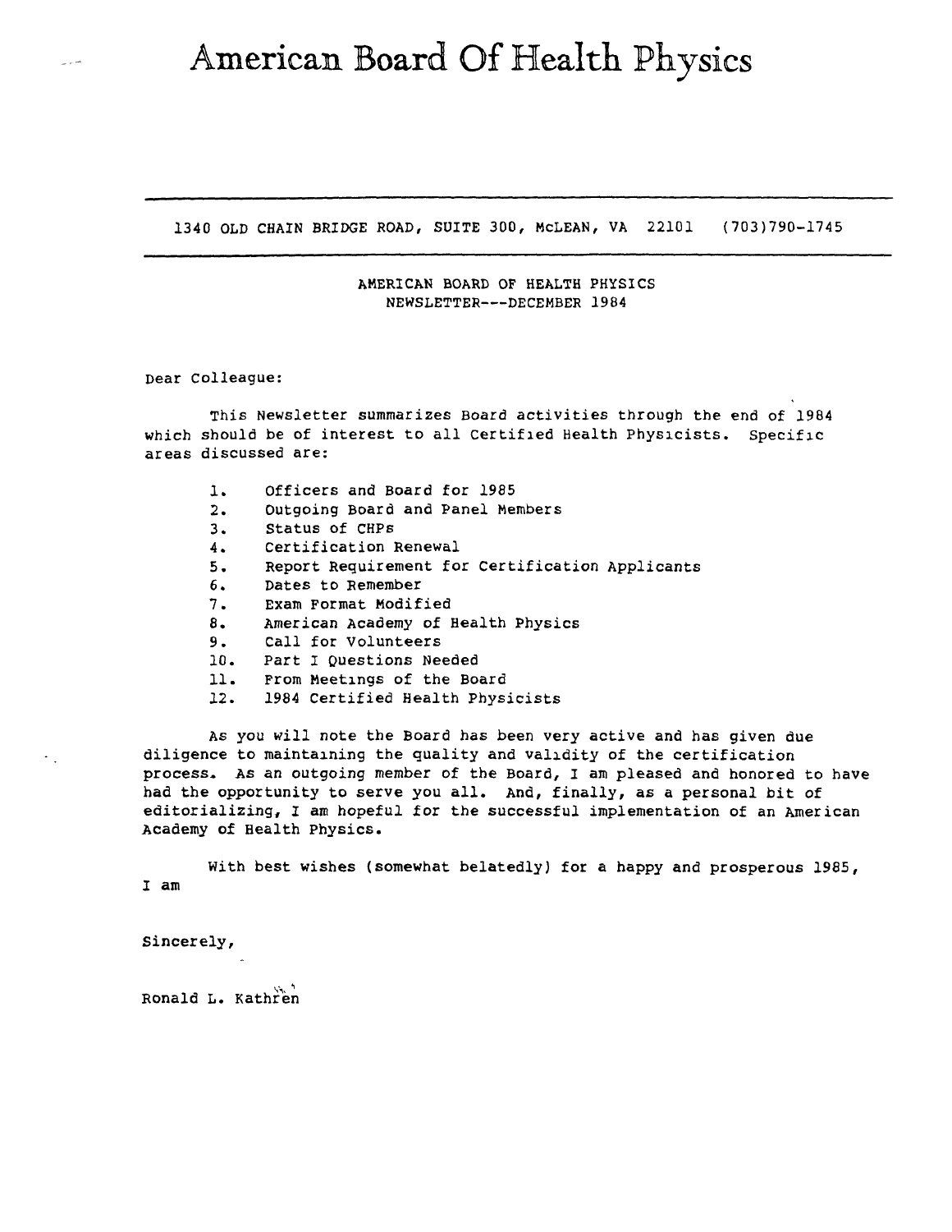# American Board Of Health Physics

1340 OLD CHAIN BRIDGE ROAD, SUITE 300, McLEAN, VA 22101 (703)790-1745

AMERICAN BOARD OF HEALTH PHYSICS
NEWSLETTER---DECEMBER 1984

Dear Colleague:

This Newsletter summarizes Board activities through the end of 1984 which should be of interest to all Certified Health Physicists. Specific areas discussed are:

1. Officers and Board for 1985
2. Outgoing Board and Panel Members
3. Status of CHPs
4. Certification Renewal
5. Report Requirement for Certification Applicants
6. Dates to Remember
7. Exam Format Modified
8. American Academy of Health Physics
9. Call for Volunteers
10. Part I Questions Needed
11. From Meetings of the Board
12. 1984 Certified Health Physicists

As you will note the Board has been very active and has given due diligence to maintaining the quality and validity of the certification process. As an outgoing member of the Board, I am pleased and honored to have had the opportunity to serve you all. And, finally, as a personal bit of editorializing, I am hopeful for the successful implementation of an American Academy of Health Physics.

With best wishes (somewhat belatedly) for a happy and prosperous 1985, I am

Sincerely,

Ronald L. Kathren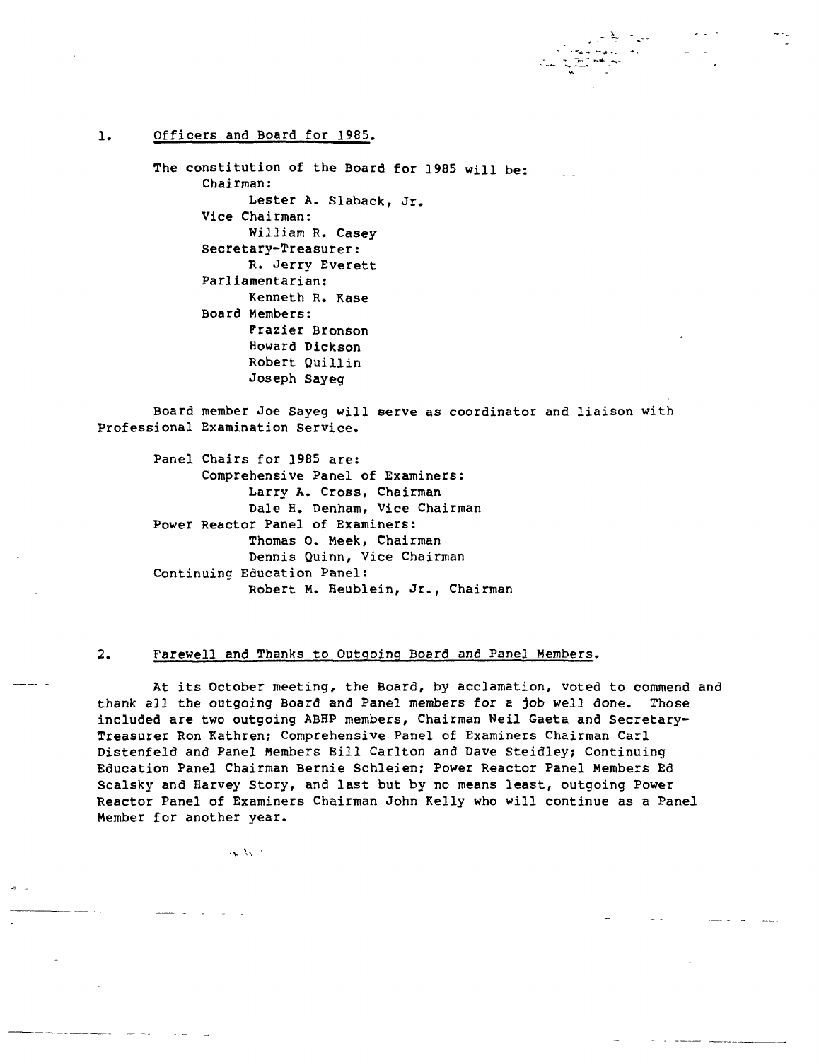1. <u>Officers and Board for 1985.</u>

The constitution of the Board for 1985 will be:

- Chairman:
  - Lester A. Slaback, Jr.
- Vice Chairman:
  - William R. Casey
- Secretary-Treasurer:
  - R. Jerry Everett
- Parliamentarian:
  - Kenneth R. Kase
- Board Members:
  - Frazier Bronson
  - Howard Dickson
  - Robert Quillin
  - Joseph Sayeg

Board member Joe Sayeg will serve as coordinator and liaison with Professional Examination Service.

Panel Chairs for 1985 are:

- Comprehensive Panel of Examiners:
  - Larry A. Cross, Chairman
  - Dale H. Denham, Vice Chairman
- Power Reactor Panel of Examiners:
  - Thomas O. Meek, Chairman
  - Dennis Quinn, Vice Chairman
- Continuing Education Panel:
  - Robert M. Heublein, Jr., Chairman

2. <u>Farewell and Thanks to Outgoing Board and Panel Members.</u>

At its October meeting, the Board, by acclamation, voted to commend and thank all the outgoing Board and Panel members for a job well done. Those included are two outgoing ABHP members, Chairman Neil Gaeta and Secretary-Treasurer Ron Kathren; Comprehensive Panel of Examiners Chairman Carl Distenfeld and Panel Members Bill Carlton and Dave Steidley; Continuing Education Panel Chairman Bernie Schleien; Power Reactor Panel Members Ed Scalsky and Harvey Story, and last but by no means least, outgoing Power Reactor Panel of Examiners Chairman John Kelly who will continue as a Panel Member for another year.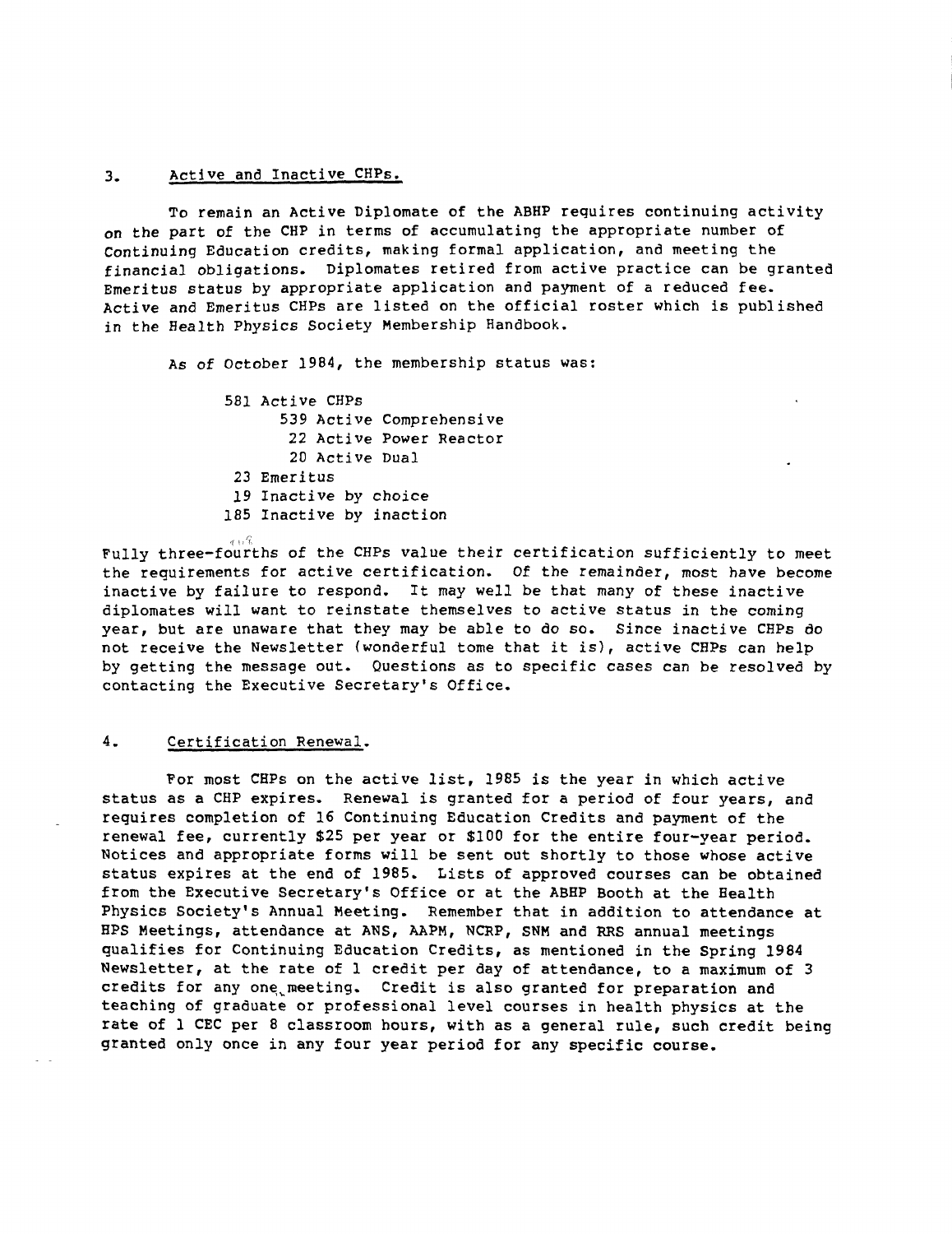## 3. Active and Inactive CHPs.

To remain an Active Diplomate of the ABHP requires continuing activity on the part of the CHP in terms of accumulating the appropriate number of Continuing Education credits, making formal application, and meeting the financial obligations. Diplomates retired from active practice can be granted Emeritus status by appropriate application and payment of a reduced fee. Active and Emeritus CHPs are listed on the official roster which is published in the Health Physics Society Membership Handbook.

As of October 1984, the membership status was:

- 581 Active CHPs
  - 539 Active Comprehensive
  - 22 Active Power Reactor
  - 20 Active Dual
- 23 Emeritus
- 19 Inactive by choice
- 185 Inactive by inaction

Fully three-fourths of the CHPs value their certification sufficiently to meet the requirements for active certification. Of the remainder, most have become inactive by failure to respond. It may well be that many of these inactive diplomates will want to reinstate themselves to active status in the coming year, but are unaware that they may be able to do so. Since inactive CHPs do not receive the Newsletter (wonderful tome that it is), active CHPs can help by getting the message out. Questions as to specific cases can be resolved by contacting the Executive Secretary's Office.

## 4. Certification Renewal.

For most CHPs on the active list, 1985 is the year in which active status as a CHP expires. Renewal is granted for a period of four years, and requires completion of 16 Continuing Education Credits and payment of the renewal fee, currently $25 per year or $100 for the entire four-year period. Notices and appropriate forms will be sent out shortly to those whose active status expires at the end of 1985. Lists of approved courses can be obtained from the Executive Secretary's Office or at the ABHP Booth at the Health Physics Society's Annual Meeting. Remember that in addition to attendance at HPS Meetings, attendance at ANS, AAPM, NCRP, SNM and RRS annual meetings qualifies for Continuing Education Credits, as mentioned in the Spring 1984 Newsletter, at the rate of 1 credit per day of attendance, to a maximum of 3 credits for any one meeting. Credit is also granted for preparation and teaching of graduate or professional level courses in health physics at the rate of 1 CEC per 8 classroom hours, with as a general rule, such credit being granted only once in any four year period for any specific course.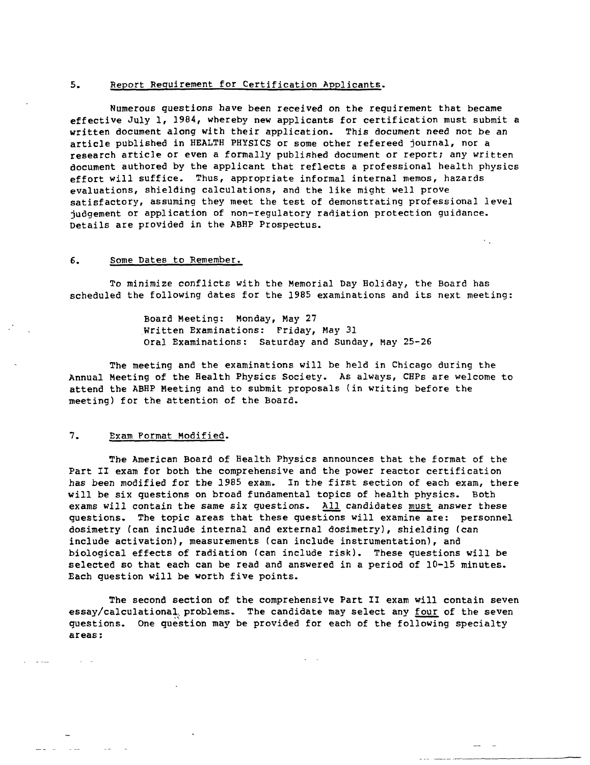## 5. Report Requirement for Certification Applicants.

Numerous questions have been received on the requirement that became effective July 1, 1984, whereby new applicants for certification must submit a written document along with their application. This document need not be an article published in HEALTH PHYSICS or some other refereed journal, nor a research article or even a formally published document or report; any written document authored by the applicant that reflects a professional health physics effort will suffice. Thus, appropriate informal internal memos, hazards evaluations, shielding calculations, and the like might well prove satisfactory, assuming they meet the test of demonstrating professional level judgement or application of non-regulatory radiation protection guidance. Details are provided in the ABHP Prospectus.

## 6. Some Dates to Remember.

To minimize conflicts with the Memorial Day Holiday, the Board has scheduled the following dates for the 1985 examinations and its next meeting:

> Board Meeting: Monday, May 27
> Written Examinations: Friday, May 31
> Oral Examinations: Saturday and Sunday, May 25-26

The meeting and the examinations will be held in Chicago during the Annual Meeting of the Health Physics Society. As always, CHPs are welcome to attend the ABHP Meeting and to submit proposals (in writing before the meeting) for the attention of the Board.

## 7. Exam Format Modified.

The American Board of Health Physics announces that the format of the Part II exam for both the comprehensive and the power reactor certification has been modified for the 1985 exam. In the first section of each exam, there will be six questions on broad fundamental topics of health physics. Both exams will contain the same six questions. All candidates must answer these questions. The topic areas that these questions will examine are: personnel dosimetry (can include internal and external dosimetry), shielding (can include activation), measurements (can include instrumentation), and biological effects of radiation (can include risk). These questions will be selected so that each can be read and answered in a period of 10-15 minutes. Each question will be worth five points.

The second section of the comprehensive Part II exam will contain seven essay/calculational problems. The candidate may select any four of the seven questions. One question may be provided for each of the following specialty areas: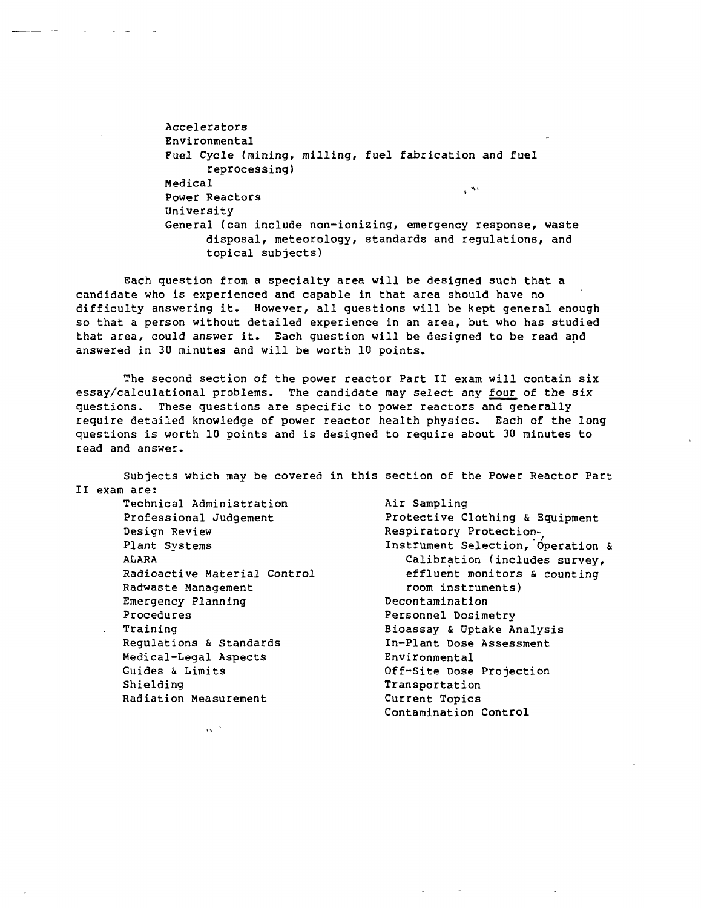- Accelerators
- Environmental
- Fuel Cycle (mining, milling, fuel fabrication and fuel reprocessing)
- Medical
- Power Reactors
- University
- General (can include non-ionizing, emergency response, waste disposal, meteorology, standards and regulations, and topical subjects)

Each question from a specialty area will be designed such that a candidate who is experienced and capable in that area should have no difficulty answering it. However, all questions will be kept general enough so that a person without detailed experience in an area, but who has studied that area, could answer it. Each question will be designed to be read and answered in 30 minutes and will be worth 10 points.

The second section of the power reactor Part II exam will contain six essay/calculational problems. The candidate may select any four of the six questions. These questions are specific to power reactors and generally require detailed knowledge of power reactor health physics. Each of the long questions is worth 10 points and is designed to require about 30 minutes to read and answer.

Subjects which may be covered in this section of the Power Reactor Part II exam are:

- Technical Administration
- Professional Judgement
- Design Review
- Plant Systems
- ALARA
- Radioactive Material Control
- Radwaste Management
- Emergency Planning
- Procedures
- Training
- Regulations & Standards
- Medical-Legal Aspects
- Guides & Limits
- Shielding
- Radiation Measurement
- Air Sampling
- Protective Clothing & Equipment
- Respiratory Protection
- Instrument Selection, Operation & Calibration (includes survey, effluent monitors & counting room instruments)
- Decontamination
- Personnel Dosimetry
- Bioassay & Uptake Analysis
- In-Plant Dose Assessment
- Environmental
- Off-Site Dose Projection
- Transportation
- Current Topics
- Contamination Control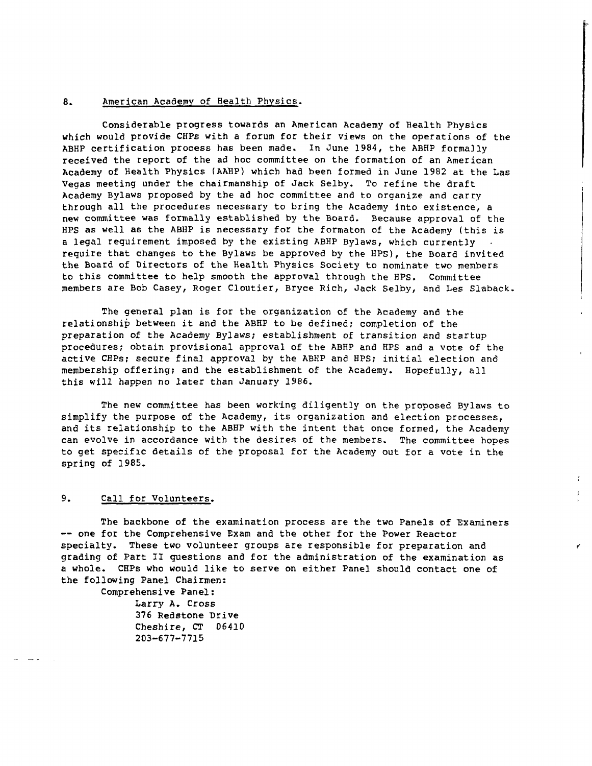## 8. American Academy of Health Physics.

Considerable progress towards an American Academy of Health Physics which would provide CHPs with a forum for their views on the operations of the ABHP certification process has been made. In June 1984, the ABHP formally received the report of the ad hoc committee on the formation of an American Academy of Health Physics (AAHP) which had been formed in June 1982 at the Las Vegas meeting under the chairmanship of Jack Selby. To refine the draft Academy Bylaws proposed by the ad hoc committee and to organize and carry through all the procedures necessary to bring the Academy into existence, a new committee was formally established by the Board. Because approval of the HPS as well as the ABHP is necessary for the formaton of the Academy (this is a legal requirement imposed by the existing ABHP Bylaws, which currently require that changes to the Bylaws be approved by the HPS), the Board invited the Board of Directors of the Health Physics Society to nominate two members to this committee to help smooth the approval through the HPS. Committee members are Bob Casey, Roger Cloutier, Bryce Rich, Jack Selby, and Les Slaback.

The general plan is for the organization of the Academy and the relationship between it and the ABHP to be defined; completion of the preparation of the Academy Bylaws; establishment of transition and startup procedures; obtain provisional approval of the ABHP and HPS and a vote of the active CHPs; secure final approval by the ABHP and HPS; initial election and membership offering; and the establishment of the Academy. Hopefully, all this will happen no later than January 1986.

The new committee has been working diligently on the proposed Bylaws to simplify the purpose of the Academy, its organization and election processes, and its relationship to the ABHP with the intent that once formed, the Academy can evolve in accordance with the desires of the members. The committee hopes to get specific details of the proposal for the Academy out for a vote in the spring of 1985.

## 9. Call for Volunteers.

The backbone of the examination process are the two Panels of Examiners -- one for the Comprehensive Exam and the other for the Power Reactor specialty. These two volunteer groups are responsible for preparation and grading of Part II questions and for the administration of the examination as a whole. CHPs who would like to serve on either Panel should contact one of the following Panel Chairmen:

Comprehensive Panel:

Larry A. Cross
376 Redstone Drive
Cheshire, CT 06410
203-677-7715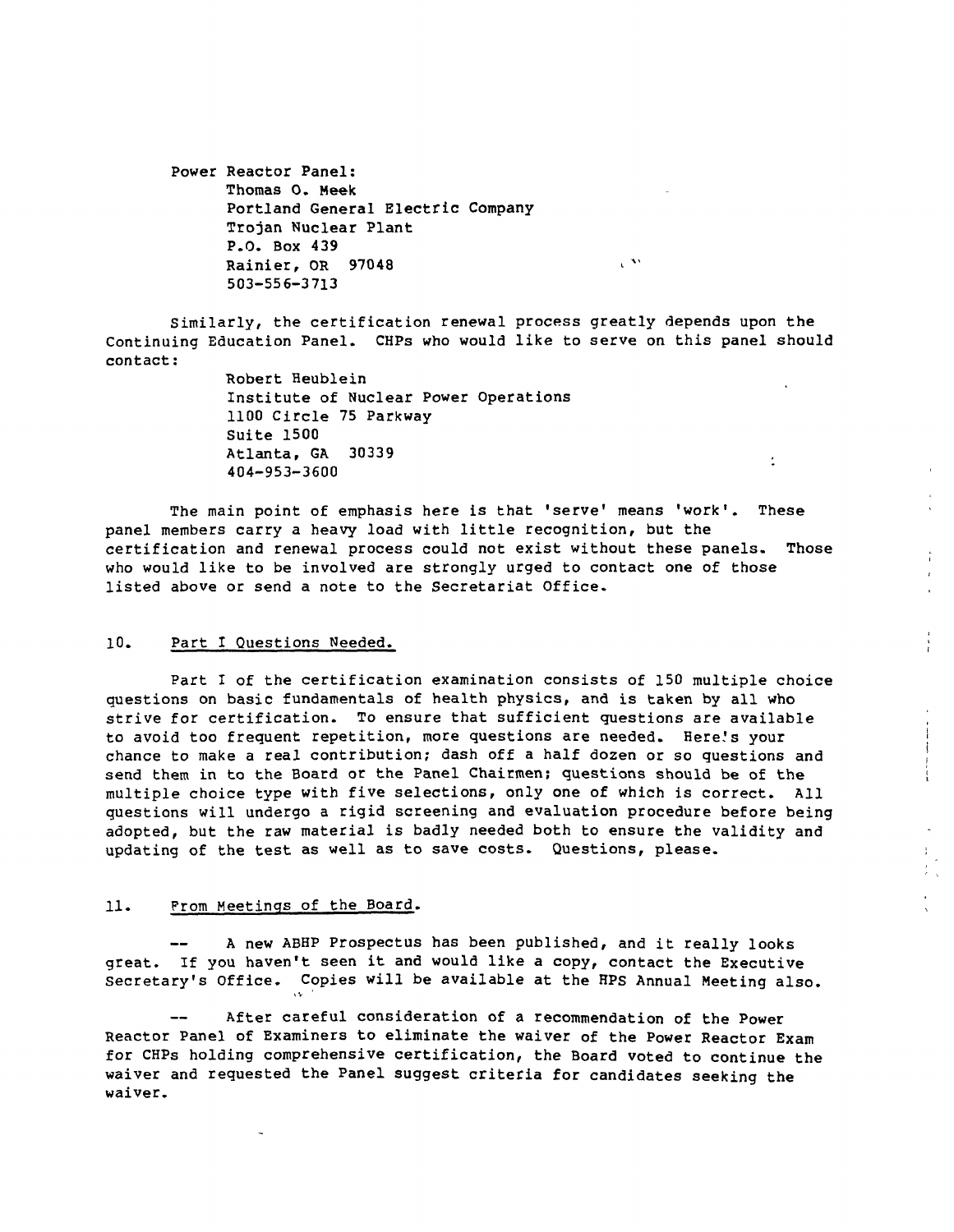Power Reactor Panel:
Thomas O. Meek
Portland General Electric Company
Trojan Nuclear Plant
P.O. Box 439
Rainier, OR 97048
503-556-3713

Similarly, the certification renewal process greatly depends upon the Continuing Education Panel. CHPs who would like to serve on this panel should contact:

Robert Heublein
Institute of Nuclear Power Operations
1100 Circle 75 Parkway
Suite 1500
Atlanta, GA 30339
404-953-3600

The main point of emphasis here is that 'serve' means 'work'. These panel members carry a heavy load with little recognition, but the certification and renewal process could not exist without these panels. Those who would like to be involved are strongly urged to contact one of those listed above or send a note to the Secretariat Office.

## 10. Part I Questions Needed.

Part I of the certification examination consists of 150 multiple choice questions on basic fundamentals of health physics, and is taken by all who strive for certification. To ensure that sufficient questions are available to avoid too frequent repetition, more questions are needed. Here's your chance to make a real contribution; dash off a half dozen or so questions and send them in to the Board or the Panel Chairmen; questions should be of the multiple choice type with five selections, only one of which is correct. All questions will undergo a rigid screening and evaluation procedure before being adopted, but the raw material is badly needed both to ensure the validity and updating of the test as well as to save costs. Questions, please.

## 11. From Meetings of the Board.

-- A new ABHP Prospectus has been published, and it really looks great. If you haven't seen it and would like a copy, contact the Executive Secretary's Office. Copies will be available at the HPS Annual Meeting also.

-- After careful consideration of a recommendation of the Power Reactor Panel of Examiners to eliminate the waiver of the Power Reactor Exam for CHPs holding comprehensive certification, the Board voted to continue the waiver and requested the Panel suggest criteria for candidates seeking the waiver.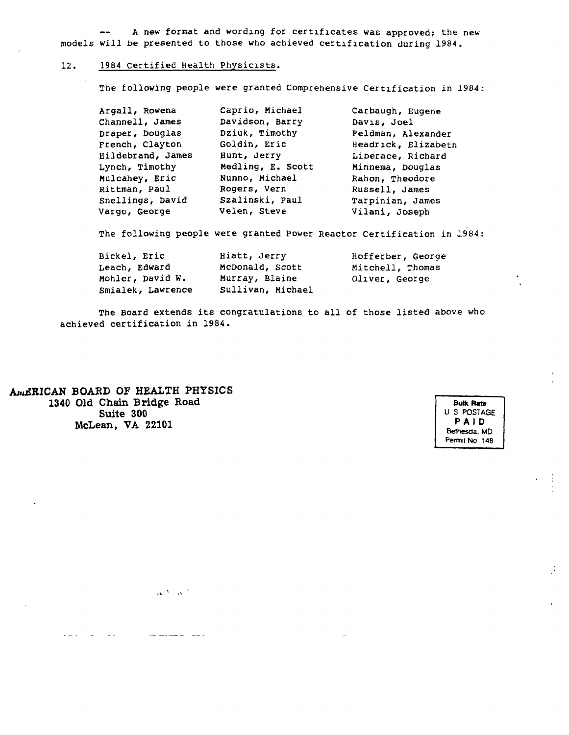-- A new format and wording for certificates was approved; the new models will be presented to those who achieved certification during 1984.

12. 1984 Certified Health Physicists.

The following people were granted Comprehensive Certification in 1984:

| | | |
|---|---|---|
| Argall, Rowena | Caprio, Michael | Carbaugh, Eugene |
| Channell, James | Davidson, Barry | Davis, Joel |
| Draper, Douglas | Dziuk, Timothy | Feldman, Alexander |
| French, Clayton | Goldin, Eric | Headrick, Elizabeth |
| Hildebrand, James | Hunt, Jerry | Liberace, Richard |
| Lynch, Timothy | Medling, E. Scott | Minnema, Douglas |
| Mulcahey, Eric | Nunno, Michael | Rahon, Theodore |
| Rittman, Paul | Rogers, Vern | Russell, James |
| Snellings, David | Szalinski, Paul | Tarpinian, James |
| Vargo, George | Velen, Steve | Vilani, Joseph |

The following people were granted Power Reactor Certification in 1984:

| | | |
|---|---|---|
| Bickel, Eric | Hiatt, Jerry | Hofferber, George |
| Leach, Edward | McDonald, Scott | Mitchell, Thomas |
| Mohler, David W. | Murray, Blaine | Oliver, George |
| Smialek, Lawrence | Sullivan, Michael | |

The Board extends its congratulations to all of those listed above who achieved certification in 1984.

**AMERICAN BOARD OF HEALTH PHYSICS**
**1340 Old Chain Bridge Road**
**Suite 300**
**McLean, VA 22101**

Bulk Rate
U S POSTAGE
PAID
Bethesda, MD
Permit No 148